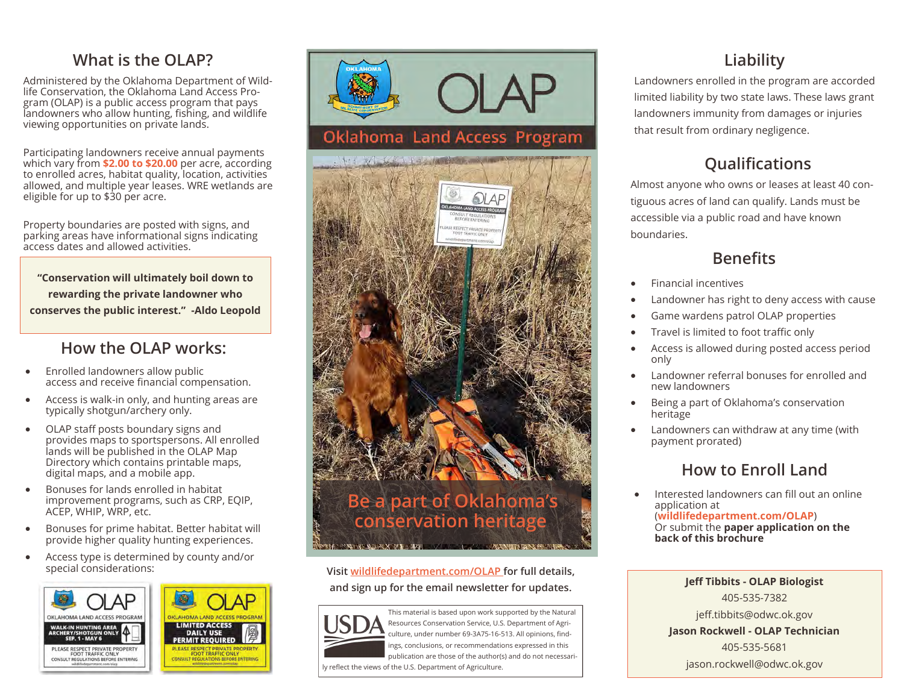## What is the OLAP?

Administered by the Oklahoma Department of Wildlife Conservation, the Oklahoma Land Access Program (OLAP) is a public access program that pays landowners who allow hunting, fishing, and wildlife viewing opportunities on private lands.

Participating landowners receive annual payments which vary from **$2.00 to $20.00** per acre, according to enrolled acres, habitat quality, location, activities allowed, and multiple year leases. WRE wetlands are eligible for up to $30 per acre.

Property boundaries are posted with signs, and parking areas have informational signs indicating access dates and allowed activities.

> **"Conservation will ultimately boil down to rewarding the private landowner who conserves the public interest." -Aldo Leopold**

## How the OLAP works:

- Enrolled landowners allow public access and receive financial compensation.
- Access is walk-in only, and hunting areas are typically shotgun/archery only.
- OLAP staff posts boundary signs and provides maps to sportspersons. All enrolled lands will be published in the OLAP Map Directory which contains printable maps, digital maps, and a mobile app.
- Bonuses for lands enrolled in habitat improvement programs, such as CRP, EQIP, ACEP, WHIP, WRP, etc.
- Bonuses for prime habitat. Better habitat will provide higher quality hunting experiences.
- Access type is determined by county and/or special considerations:

OLAP — OKLAHOMA LAND ACCESS PROGRAM — WALK-IN HUNTING AREA ARCHERY/SHOTGUN ONLY SEP. 1 - MAY 6 — PLEASE RESPECT PRIVATE PROPERTY FOOT TRAFFIC ONLY CONSULT REGULATIONS BEFORE ENTERING

OLAP — OKLAHOMA LAND ACCESS PROGRAM — LIMITED ACCESS DAILY USE PERMIT REQUIRED — PLEASE RESPECT PRIVATE PROPERTY FOOT TRAFFIC ONLY CONSULT REGULATIONS BEFORE ENTERING

# OLAP

## Oklahoma Land Access Program

**Be a part of Oklahoma's conservation heritage**

**Visit wildlifedepartment.com/OLAP for full details, and sign up for the email newsletter for updates.**

This material is based upon work supported by the Natural Resources Conservation Service, U.S. Department of Agriculture, under number 69-3A75-16-513. All opinions, findings, conclusions, or recommendations expressed in this publication are those of the author(s) and do not necessarily reflect the views of the U.S. Department of Agriculture.

## Liability

Landowners enrolled in the program are accorded limited liability by two state laws. These laws grant landowners immunity from damages or injuries that result from ordinary negligence.

## Qualifications

Almost anyone who owns or leases at least 40 contiguous acres of land can qualify. Lands must be accessible via a public road and have known boundaries.

## Benefits

- Financial incentives
- Landowner has right to deny access with cause
- Game wardens patrol OLAP properties
- Travel is limited to foot traffic only
- Access is allowed during posted access period only
- Landowner referral bonuses for enrolled and new landowners
- Being a part of Oklahoma's conservation heritage
- Landowners can withdraw at any time (with payment prorated)

## How to Enroll Land

- Interested landowners can fill out an online application at (**wildlifedepartment.com/OLAP**) Or submit the **paper application on the back of this brochure**

**Jeff Tibbits - OLAP Biologist**
405-535-7382
jeff.tibbits@odwc.ok.gov

**Jason Rockwell - OLAP Technician**
405-535-5681
jason.rockwell@odwc.ok.gov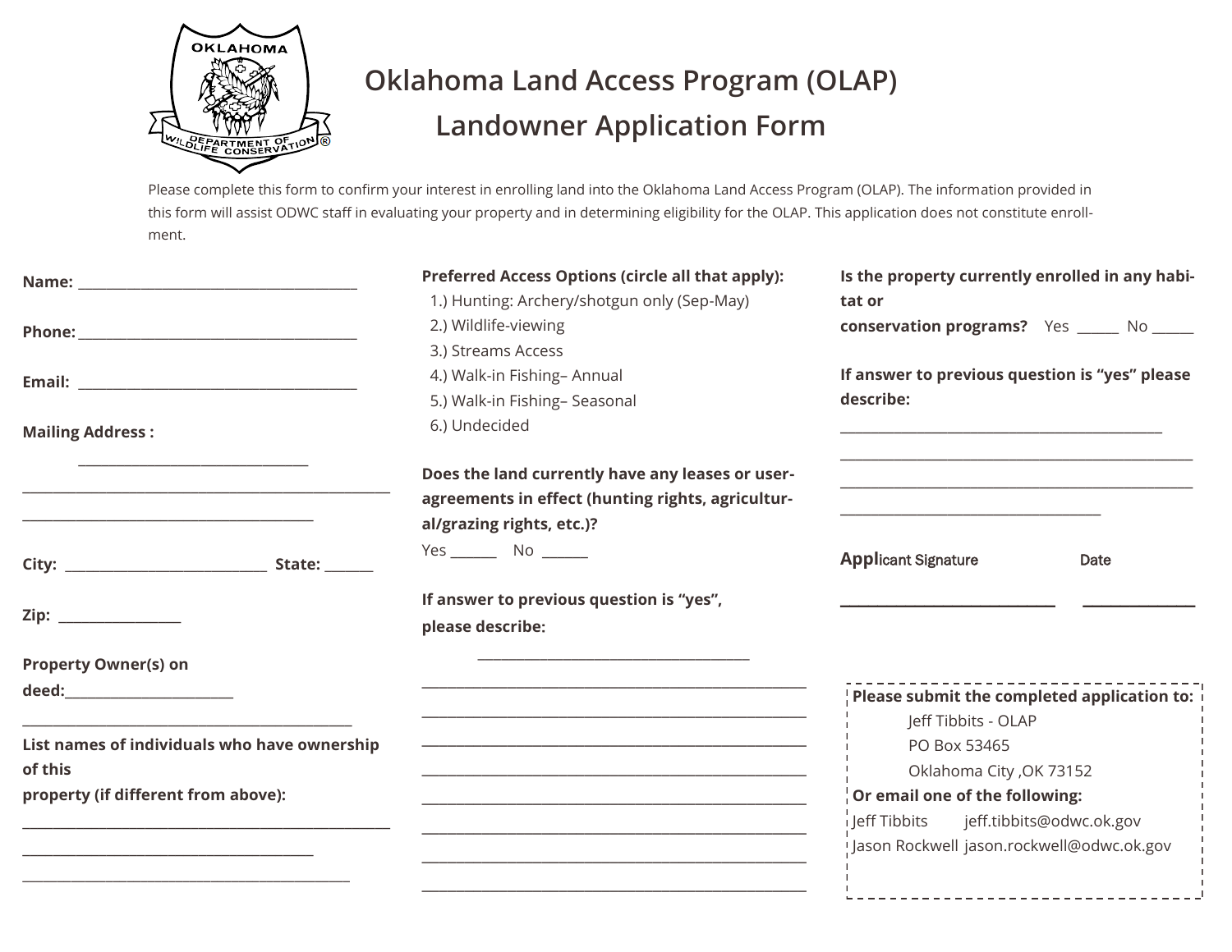# Oklahoma Land Access Program (OLAP)
## Landowner Application Form

Please complete this form to confirm your interest in enrolling land into the Oklahoma Land Access Program (OLAP). The information provided in this form will assist ODWC staff in evaluating your property and in determining eligibility for the OLAP. This application does not constitute enrollment.

**Name:** ________________________________________

**Phone:** ________________________________________

**Email:** ________________________________________

**Mailing Address :**

________________________________

______________________________________________________

_________________________________________

**City:** ____________________________ **State:** _______

**Zip:** _________________

**Property Owner(s) on deed:**________________________

______________________________________________

**List names of individuals who have ownership of this property (if different from above):**

______________________________________________________

_________________________________________

_____________________________________________

**Preferred Access Options (circle all that apply):**

1.) Hunting: Archery/shotgun only (Sep-May)
2.) Wildlife-viewing
3.) Streams Access
4.) Walk-in Fishing– Annual
5.) Walk-in Fishing– Seasonal
6.) Undecided

**Does the land currently have any leases or user-agreements in effect (hunting rights, agricultural/grazing rights, etc.)?**

Yes ______ No ______

**If answer to previous question is "yes", please describe:**

______________________________________

______________________________________________________

______________________________________________________

______________________________________________________

______________________________________________________

______________________________________________________

______________________________________________________

______________________________________________________

______________________________________________________

**Is the property currently enrolled in any habitat or conservation programs?** Yes ______ No ______

**If answer to previous question is "yes" please describe:**

_____________________________________________

_________________________________________________

_________________________________________________

____________________________________

**Applicant Signature** **Date**

______________________________ _______________

**Please submit the completed application to:**

Jeff Tibbits - OLAP
PO Box 53465
Oklahoma City ,OK 73152

**Or email one of the following:**

Jeff Tibbits jeff.tibbits@odwc.ok.gov
Jason Rockwell jason.rockwell@odwc.ok.gov